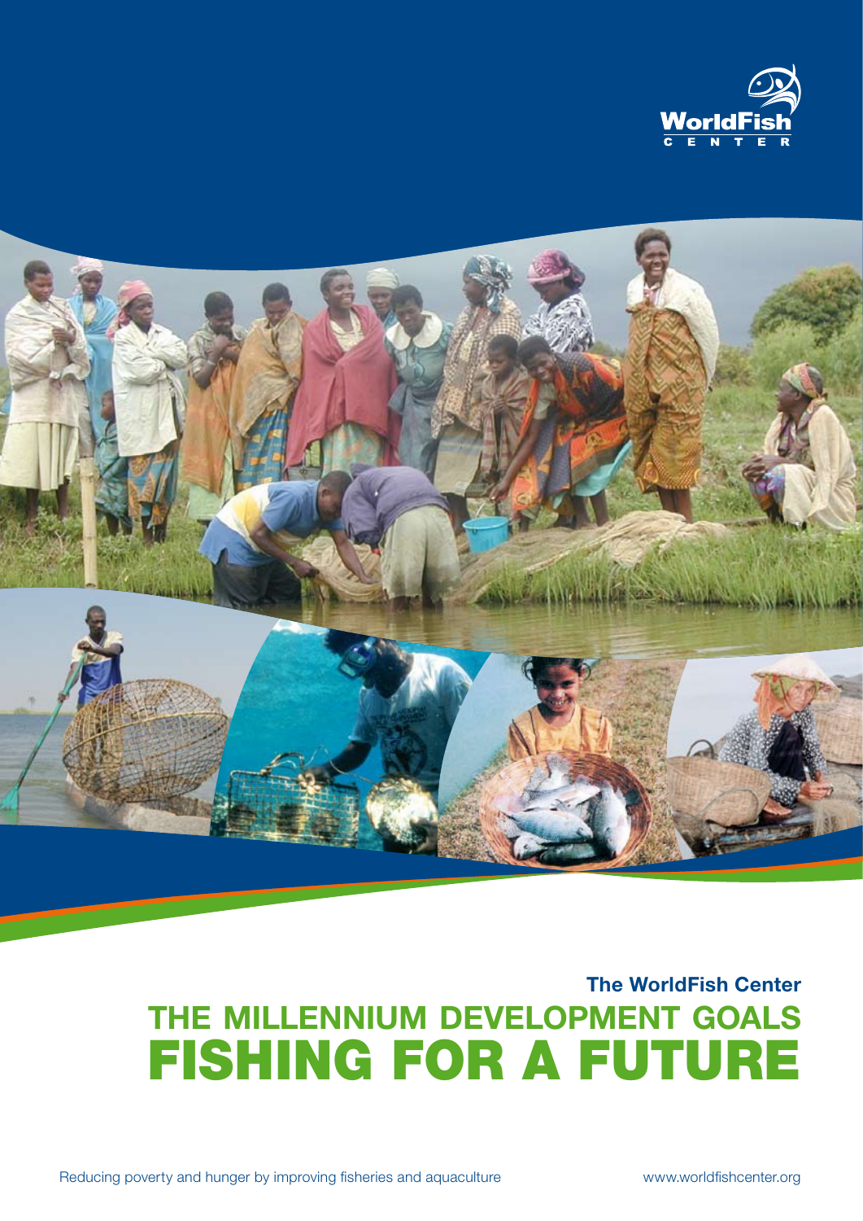WorldFish CENTER

The WorldFish Center

# THE MILLENNIUM DEVELOPMENT GOALS
# FISHING FOR A FUTURE

Reducing poverty and hunger by improving fisheries and aquaculture

www.worldfishcenter.org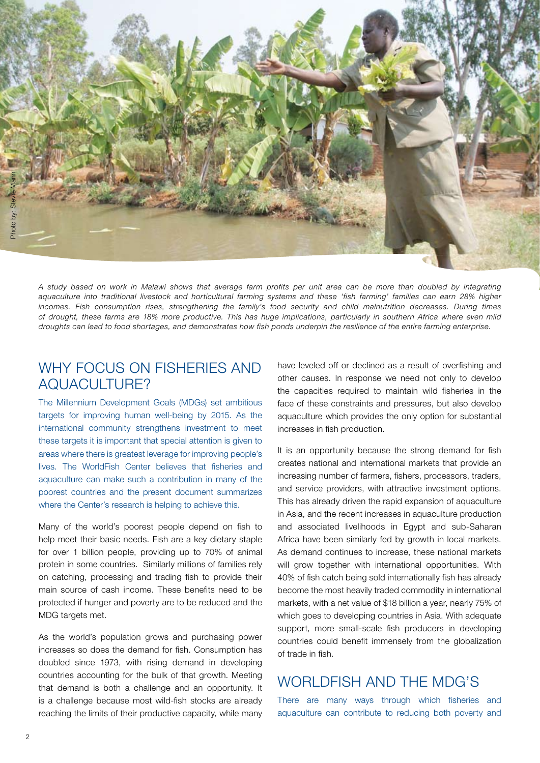*A study based on work in Malawi shows that average farm profits per unit area can be more than doubled by integrating aquaculture into traditional livestock and horticultural farming systems and these 'fish farming' families can earn 28% higher incomes. Fish consumption rises, strengthening the family's food security and child malnutrition decreases. During times of drought, these farms are 18% more productive. This has huge implications, particularly in southern Africa where even mild droughts can lead to food shortages, and demonstrates how fish ponds underpin the resilience of the entire farming enterprise.*

## WHY FOCUS ON FISHERIES AND AQUACULTURE?

The Millennium Development Goals (MDGs) set ambitious targets for improving human well-being by 2015. As the international community strengthens investment to meet these targets it is important that special attention is given to areas where there is greatest leverage for improving people's lives. The WorldFish Center believes that fisheries and aquaculture can make such a contribution in many of the poorest countries and the present document summarizes where the Center's research is helping to achieve this.

Many of the world's poorest people depend on fish to help meet their basic needs. Fish are a key dietary staple for over 1 billion people, providing up to 70% of animal protein in some countries. Similarly millions of families rely on catching, processing and trading fish to provide their main source of cash income. These benefits need to be protected if hunger and poverty are to be reduced and the MDG targets met.

As the world's population grows and purchasing power increases so does the demand for fish. Consumption has doubled since 1973, with rising demand in developing countries accounting for the bulk of that growth. Meeting that demand is both a challenge and an opportunity. It is a challenge because most wild-fish stocks are already reaching the limits of their productive capacity, while many have leveled off or declined as a result of overfishing and other causes. In response we need not only to develop the capacities required to maintain wild fisheries in the face of these constraints and pressures, but also develop aquaculture which provides the only option for substantial increases in fish production.

It is an opportunity because the strong demand for fish creates national and international markets that provide an increasing number of farmers, fishers, processors, traders, and service providers, with attractive investment options. This has already driven the rapid expansion of aquaculture in Asia, and the recent increases in aquaculture production and associated livelihoods in Egypt and sub-Saharan Africa have been similarly fed by growth in local markets. As demand continues to increase, these national markets will grow together with international opportunities. With 40% of fish catch being sold internationally fish has already become the most heavily traded commodity in international markets, with a net value of $18 billion a year, nearly 75% of which goes to developing countries in Asia. With adequate support, more small-scale fish producers in developing countries could benefit immensely from the globalization of trade in fish.

## WORLDFISH AND THE MDG'S

There are many ways through which fisheries and aquaculture can contribute to reducing both poverty and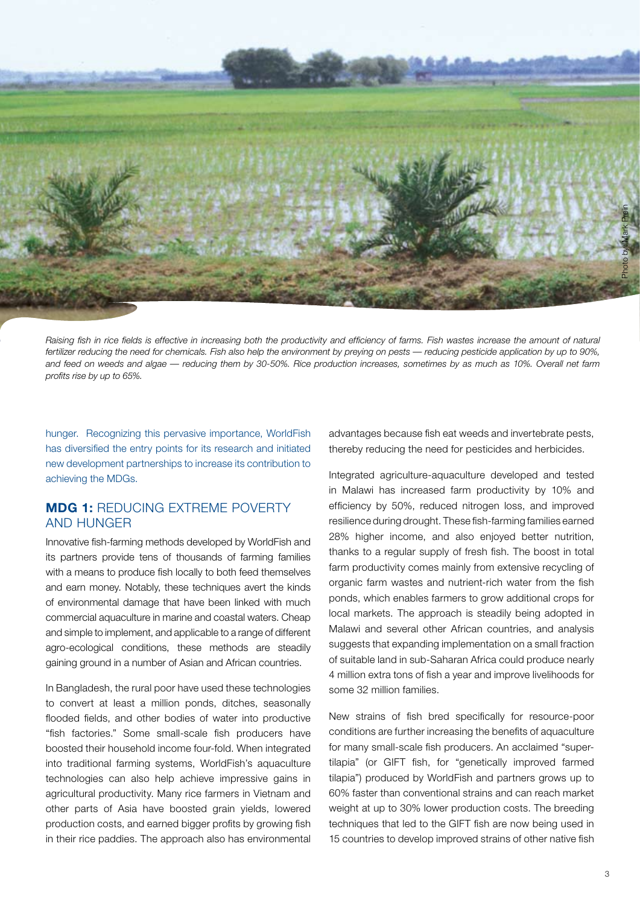*Raising fish in rice fields is effective in increasing both the productivity and efficiency of farms. Fish wastes increase the amount of natural fertilizer reducing the need for chemicals. Fish also help the environment by preying on pests — reducing pesticide application by up to 90%, and feed on weeds and algae — reducing them by 30-50%. Rice production increases, sometimes by as much as 10%. Overall net farm profits rise by up to 65%.*

hunger. Recognizing this pervasive importance, WorldFish has diversified the entry points for its research and initiated new development partnerships to increase its contribution to achieving the MDGs.

## MDG 1: REDUCING EXTREME POVERTY AND HUNGER

Innovative fish-farming methods developed by WorldFish and its partners provide tens of thousands of farming families with a means to produce fish locally to both feed themselves and earn money. Notably, these techniques avert the kinds of environmental damage that have been linked with much commercial aquaculture in marine and coastal waters. Cheap and simple to implement, and applicable to a range of different agro-ecological conditions, these methods are steadily gaining ground in a number of Asian and African countries.

In Bangladesh, the rural poor have used these technologies to convert at least a million ponds, ditches, seasonally flooded fields, and other bodies of water into productive "fish factories." Some small-scale fish producers have boosted their household income four-fold. When integrated into traditional farming systems, WorldFish's aquaculture technologies can also help achieve impressive gains in agricultural productivity. Many rice farmers in Vietnam and other parts of Asia have boosted grain yields, lowered production costs, and earned bigger profits by growing fish in their rice paddies. The approach also has environmental advantages because fish eat weeds and invertebrate pests, thereby reducing the need for pesticides and herbicides.

Integrated agriculture-aquaculture developed and tested in Malawi has increased farm productivity by 10% and efficiency by 50%, reduced nitrogen loss, and improved resilience during drought. These fish-farming families earned 28% higher income, and also enjoyed better nutrition, thanks to a regular supply of fresh fish. The boost in total farm productivity comes mainly from extensive recycling of organic farm wastes and nutrient-rich water from the fish ponds, which enables farmers to grow additional crops for local markets. The approach is steadily being adopted in Malawi and several other African countries, and analysis suggests that expanding implementation on a small fraction of suitable land in sub-Saharan Africa could produce nearly 4 million extra tons of fish a year and improve livelihoods for some 32 million families.

New strains of fish bred specifically for resource-poor conditions are further increasing the benefits of aquaculture for many small-scale fish producers. An acclaimed "super-tilapia" (or GIFT fish, for "genetically improved farmed tilapia") produced by WorldFish and partners grows up to 60% faster than conventional strains and can reach market weight at up to 30% lower production costs. The breeding techniques that led to the GIFT fish are now being used in 15 countries to develop improved strains of other native fish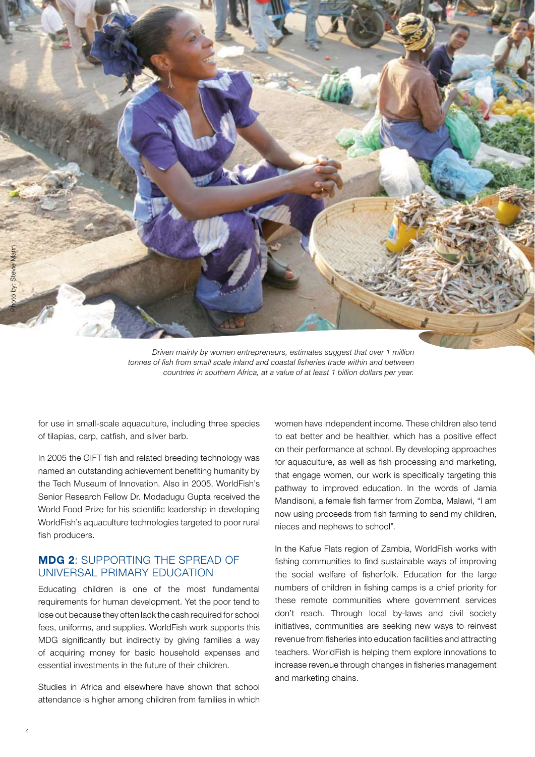Photo by: Stevie Mann

*Driven mainly by women entrepreneurs, estimates suggest that over 1 million tonnes of fish from small scale inland and coastal fisheries trade within and between countries in southern Africa, at a value of at least 1 billion dollars per year.*

for use in small-scale aquaculture, including three species of tilapias, carp, catfish, and silver barb.

In 2005 the GIFT fish and related breeding technology was named an outstanding achievement benefiting humanity by the Tech Museum of Innovation. Also in 2005, WorldFish's Senior Research Fellow Dr. Modadugu Gupta received the World Food Prize for his scientific leadership in developing WorldFish's aquaculture technologies targeted to poor rural fish producers.

## MDG 2: SUPPORTING THE SPREAD OF UNIVERSAL PRIMARY EDUCATION

Educating children is one of the most fundamental requirements for human development. Yet the poor tend to lose out because they often lack the cash required for school fees, uniforms, and supplies. WorldFish work supports this MDG significantly but indirectly by giving families a way of acquiring money for basic household expenses and essential investments in the future of their children.

Studies in Africa and elsewhere have shown that school attendance is higher among children from families in which women have independent income. These children also tend to eat better and be healthier, which has a positive effect on their performance at school. By developing approaches for aquaculture, as well as fish processing and marketing, that engage women, our work is specifically targeting this pathway to improved education. In the words of Jamia Mandisoni, a female fish farmer from Zomba, Malawi, "I am now using proceeds from fish farming to send my children, nieces and nephews to school".

In the Kafue Flats region of Zambia, WorldFish works with fishing communities to find sustainable ways of improving the social welfare of fisherfolk. Education for the large numbers of children in fishing camps is a chief priority for these remote communities where government services don't reach. Through local by-laws and civil society initiatives, communities are seeking new ways to reinvest revenue from fisheries into education facilities and attracting teachers. WorldFish is helping them explore innovations to increase revenue through changes in fisheries management and marketing chains.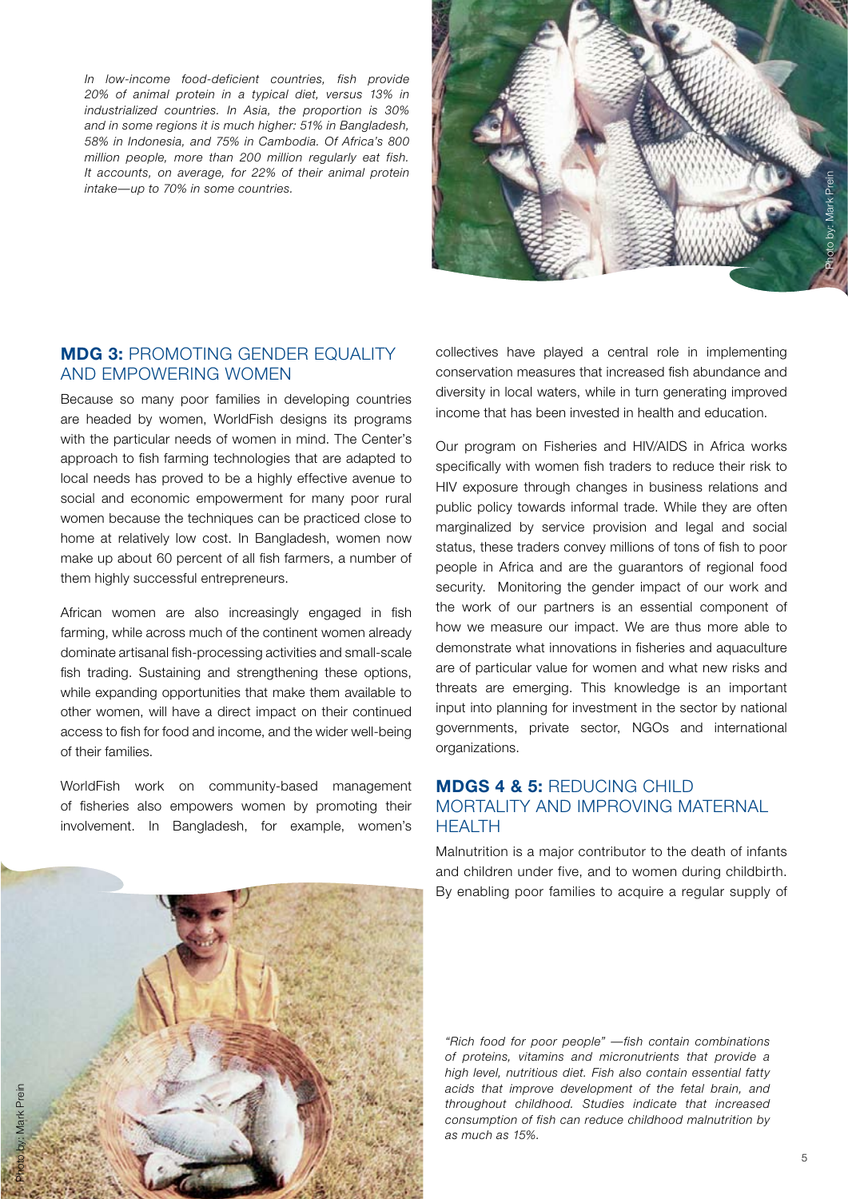*In low-income food-deficient countries, fish provide 20% of animal protein in a typical diet, versus 13% in industrialized countries. In Asia, the proportion is 30% and in some regions it is much higher: 51% in Bangladesh, 58% in Indonesia, and 75% in Cambodia. Of Africa's 800 million people, more than 200 million regularly eat fish. It accounts, on average, for 22% of their animal protein intake—up to 70% in some countries.*

Photo by: Mark Prein

## MDG 3: PROMOTING GENDER EQUALITY AND EMPOWERING WOMEN

Because so many poor families in developing countries are headed by women, WorldFish designs its programs with the particular needs of women in mind. The Center's approach to fish farming technologies that are adapted to local needs has proved to be a highly effective avenue to social and economic empowerment for many poor rural women because the techniques can be practiced close to home at relatively low cost. In Bangladesh, women now make up about 60 percent of all fish farmers, a number of them highly successful entrepreneurs.

African women are also increasingly engaged in fish farming, while across much of the continent women already dominate artisanal fish-processing activities and small-scale fish trading. Sustaining and strengthening these options, while expanding opportunities that make them available to other women, will have a direct impact on their continued access to fish for food and income, and the wider well-being of their families.

WorldFish work on community-based management of fisheries also empowers women by promoting their involvement. In Bangladesh, for example, women's collectives have played a central role in implementing conservation measures that increased fish abundance and diversity in local waters, while in turn generating improved income that has been invested in health and education.

Our program on Fisheries and HIV/AIDS in Africa works specifically with women fish traders to reduce their risk to HIV exposure through changes in business relations and public policy towards informal trade. While they are often marginalized by service provision and legal and social status, these traders convey millions of tons of fish to poor people in Africa and are the guarantors of regional food security. Monitoring the gender impact of our work and the work of our partners is an essential component of how we measure our impact. We are thus more able to demonstrate what innovations in fisheries and aquaculture are of particular value for women and what new risks and threats are emerging. This knowledge is an important input into planning for investment in the sector by national governments, private sector, NGOs and international organizations.

## MDGS 4 & 5: REDUCING CHILD MORTALITY AND IMPROVING MATERNAL HEALTH

Malnutrition is a major contributor to the death of infants and children under five, and to women during childbirth. By enabling poor families to acquire a regular supply of

Photo by: Mark Prein

*"Rich food for poor people" —fish contain combinations of proteins, vitamins and micronutrients that provide a high level, nutritious diet. Fish also contain essential fatty acids that improve development of the fetal brain, and throughout childhood. Studies indicate that increased consumption of fish can reduce childhood malnutrition by as much as 15%.*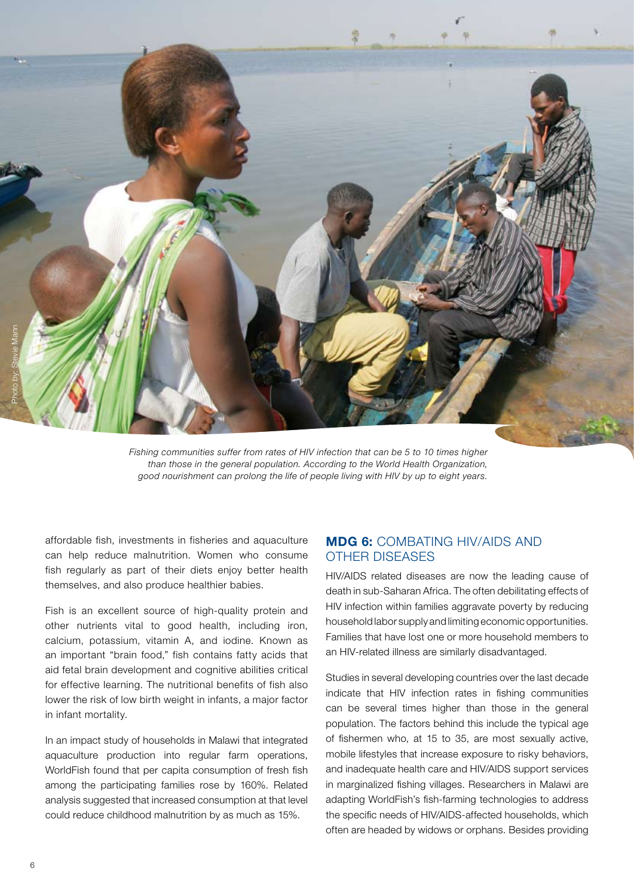*Fishing communities suffer from rates of HIV infection that can be 5 to 10 times higher than those in the general population. According to the World Health Organization, good nourishment can prolong the life of people living with HIV by up to eight years.*

affordable fish, investments in fisheries and aquaculture can help reduce malnutrition. Women who consume fish regularly as part of their diets enjoy better health themselves, and also produce healthier babies.

Fish is an excellent source of high-quality protein and other nutrients vital to good health, including iron, calcium, potassium, vitamin A, and iodine. Known as an important "brain food," fish contains fatty acids that aid fetal brain development and cognitive abilities critical for effective learning. The nutritional benefits of fish also lower the risk of low birth weight in infants, a major factor in infant mortality.

In an impact study of households in Malawi that integrated aquaculture production into regular farm operations, WorldFish found that per capita consumption of fresh fish among the participating families rose by 160%. Related analysis suggested that increased consumption at that level could reduce childhood malnutrition by as much as 15%.

## **MDG 6:** COMBATING HIV/AIDS AND OTHER DISEASES

HIV/AIDS related diseases are now the leading cause of death in sub-Saharan Africa. The often debilitating effects of HIV infection within families aggravate poverty by reducing household labor supply and limiting economic opportunities. Families that have lost one or more household members to an HIV-related illness are similarly disadvantaged.

Studies in several developing countries over the last decade indicate that HIV infection rates in fishing communities can be several times higher than those in the general population. The factors behind this include the typical age of fishermen who, at 15 to 35, are most sexually active, mobile lifestyles that increase exposure to risky behaviors, and inadequate health care and HIV/AIDS support services in marginalized fishing villages. Researchers in Malawi are adapting WorldFish's fish-farming technologies to address the specific needs of HIV/AIDS-affected households, which often are headed by widows or orphans. Besides providing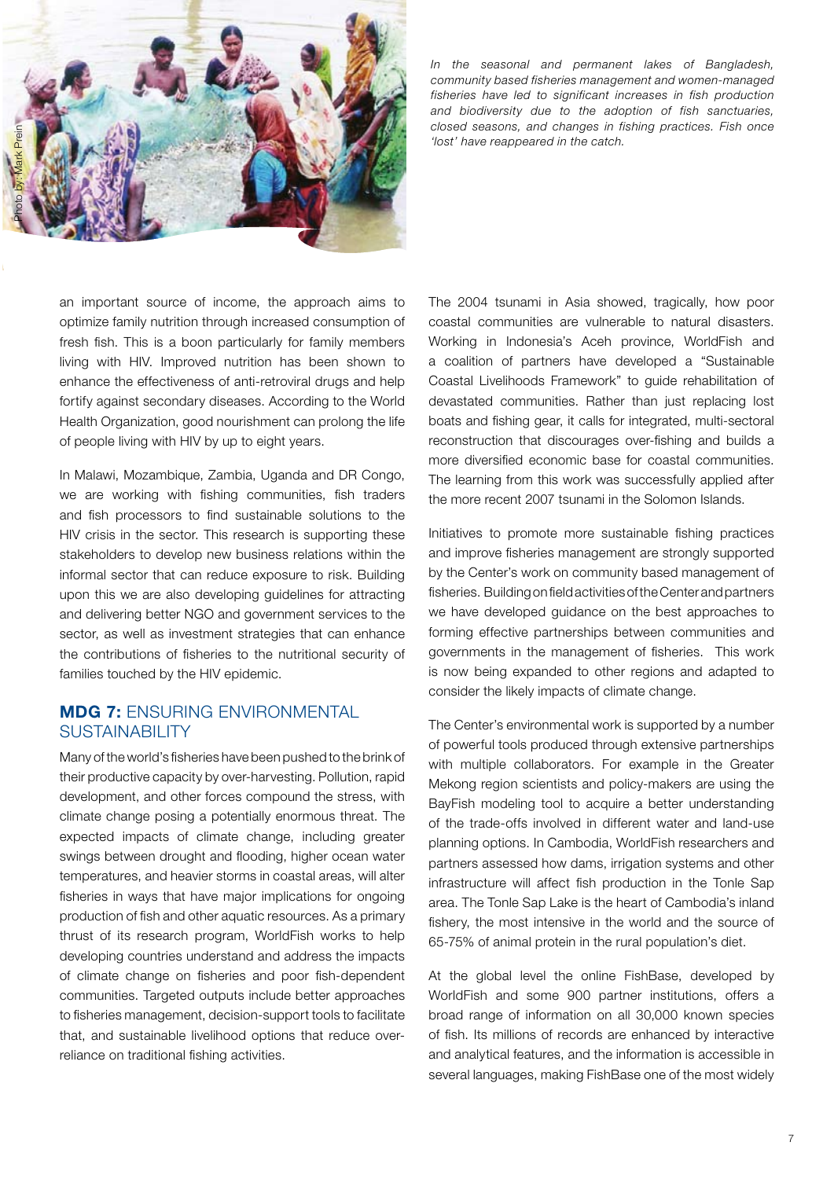*In the seasonal and permanent lakes of Bangladesh, community based fisheries management and women-managed fisheries have led to significant increases in fish production and biodiversity due to the adoption of fish sanctuaries, closed seasons, and changes in fishing practices. Fish once 'lost' have reappeared in the catch.*

Photo by: Mark Prein

an important source of income, the approach aims to optimize family nutrition through increased consumption of fresh fish. This is a boon particularly for family members living with HIV. Improved nutrition has been shown to enhance the effectiveness of anti-retroviral drugs and help fortify against secondary diseases. According to the World Health Organization, good nourishment can prolong the life of people living with HIV by up to eight years.

In Malawi, Mozambique, Zambia, Uganda and DR Congo, we are working with fishing communities, fish traders and fish processors to find sustainable solutions to the HIV crisis in the sector. This research is supporting these stakeholders to develop new business relations within the informal sector that can reduce exposure to risk. Building upon this we are also developing guidelines for attracting and delivering better NGO and government services to the sector, as well as investment strategies that can enhance the contributions of fisheries to the nutritional security of families touched by the HIV epidemic.

## MDG 7: ENSURING ENVIRONMENTAL SUSTAINABILITY

Many of the world's fisheries have been pushed to the brink of their productive capacity by over-harvesting. Pollution, rapid development, and other forces compound the stress, with climate change posing a potentially enormous threat. The expected impacts of climate change, including greater swings between drought and flooding, higher ocean water temperatures, and heavier storms in coastal areas, will alter fisheries in ways that have major implications for ongoing production of fish and other aquatic resources. As a primary thrust of its research program, WorldFish works to help developing countries understand and address the impacts of climate change on fisheries and poor fish-dependent communities. Targeted outputs include better approaches to fisheries management, decision-support tools to facilitate that, and sustainable livelihood options that reduce over-reliance on traditional fishing activities.

The 2004 tsunami in Asia showed, tragically, how poor coastal communities are vulnerable to natural disasters. Working in Indonesia's Aceh province, WorldFish and a coalition of partners have developed a "Sustainable Coastal Livelihoods Framework" to guide rehabilitation of devastated communities. Rather than just replacing lost boats and fishing gear, it calls for integrated, multi-sectoral reconstruction that discourages over-fishing and builds a more diversified economic base for coastal communities. The learning from this work was successfully applied after the more recent 2007 tsunami in the Solomon Islands.

Initiatives to promote more sustainable fishing practices and improve fisheries management are strongly supported by the Center's work on community based management of fisheries. Building on field activities of the Center and partners we have developed guidance on the best approaches to forming effective partnerships between communities and governments in the management of fisheries. This work is now being expanded to other regions and adapted to consider the likely impacts of climate change.

The Center's environmental work is supported by a number of powerful tools produced through extensive partnerships with multiple collaborators. For example in the Greater Mekong region scientists and policy-makers are using the BayFish modeling tool to acquire a better understanding of the trade-offs involved in different water and land-use planning options. In Cambodia, WorldFish researchers and partners assessed how dams, irrigation systems and other infrastructure will affect fish production in the Tonle Sap area. The Tonle Sap Lake is the heart of Cambodia's inland fishery, the most intensive in the world and the source of 65-75% of animal protein in the rural population's diet.

At the global level the online FishBase, developed by WorldFish and some 900 partner institutions, offers a broad range of information on all 30,000 known species of fish. Its millions of records are enhanced by interactive and analytical features, and the information is accessible in several languages, making FishBase one of the most widely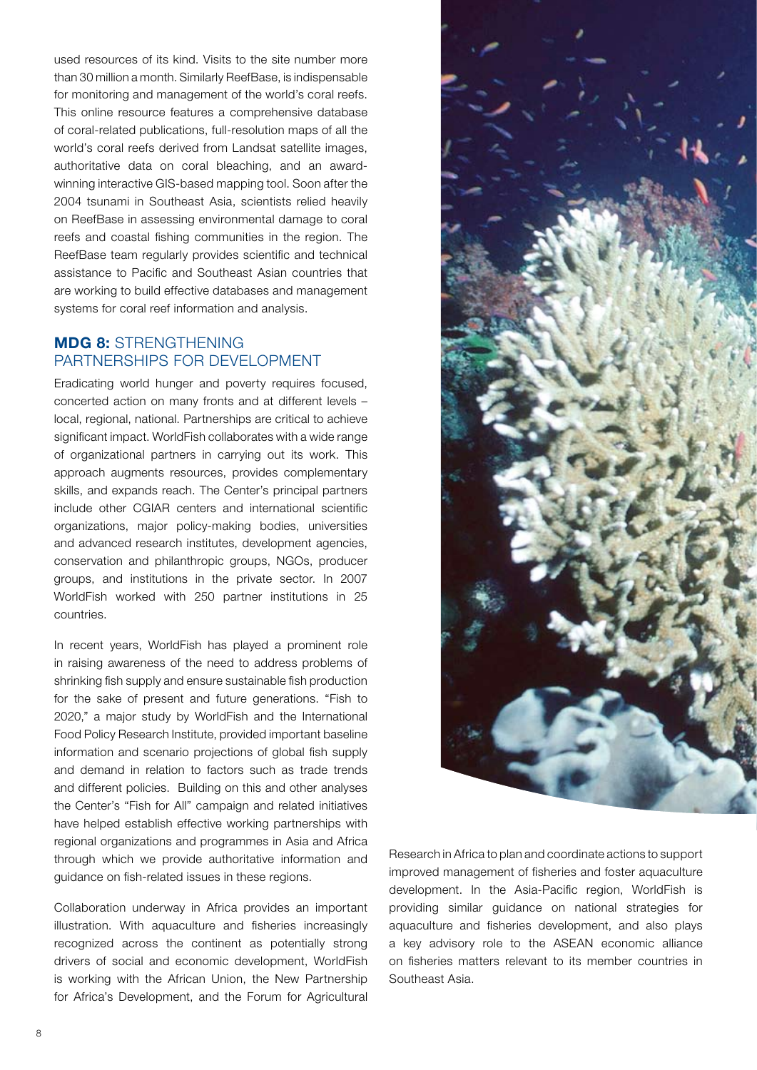used resources of its kind. Visits to the site number more than 30 million a month. Similarly ReefBase, is indispensable for monitoring and management of the world's coral reefs. This online resource features a comprehensive database of coral-related publications, full-resolution maps of all the world's coral reefs derived from Landsat satellite images, authoritative data on coral bleaching, and an award-winning interactive GIS-based mapping tool. Soon after the 2004 tsunami in Southeast Asia, scientists relied heavily on ReefBase in assessing environmental damage to coral reefs and coastal fishing communities in the region. The ReefBase team regularly provides scientific and technical assistance to Pacific and Southeast Asian countries that are working to build effective databases and management systems for coral reef information and analysis.

## **MDG 8:** STRENGTHENING PARTNERSHIPS FOR DEVELOPMENT

Eradicating world hunger and poverty requires focused, concerted action on many fronts and at different levels – local, regional, national. Partnerships are critical to achieve significant impact. WorldFish collaborates with a wide range of organizational partners in carrying out its work. This approach augments resources, provides complementary skills, and expands reach. The Center's principal partners include other CGIAR centers and international scientific organizations, major policy-making bodies, universities and advanced research institutes, development agencies, conservation and philanthropic groups, NGOs, producer groups, and institutions in the private sector. In 2007 WorldFish worked with 250 partner institutions in 25 countries.

In recent years, WorldFish has played a prominent role in raising awareness of the need to address problems of shrinking fish supply and ensure sustainable fish production for the sake of present and future generations. "Fish to 2020," a major study by WorldFish and the International Food Policy Research Institute, provided important baseline information and scenario projections of global fish supply and demand in relation to factors such as trade trends and different policies. Building on this and other analyses the Center's "Fish for All" campaign and related initiatives have helped establish effective working partnerships with regional organizations and programmes in Asia and Africa through which we provide authoritative information and guidance on fish-related issues in these regions.

Collaboration underway in Africa provides an important illustration. With aquaculture and fisheries increasingly recognized across the continent as potentially strong drivers of social and economic development, WorldFish is working with the African Union, the New Partnership for Africa's Development, and the Forum for Agricultural Research in Africa to plan and coordinate actions to support improved management of fisheries and foster aquaculture development. In the Asia-Pacific region, WorldFish is providing similar guidance on national strategies for aquaculture and fisheries development, and also plays a key advisory role to the ASEAN economic alliance on fisheries matters relevant to its member countries in Southeast Asia.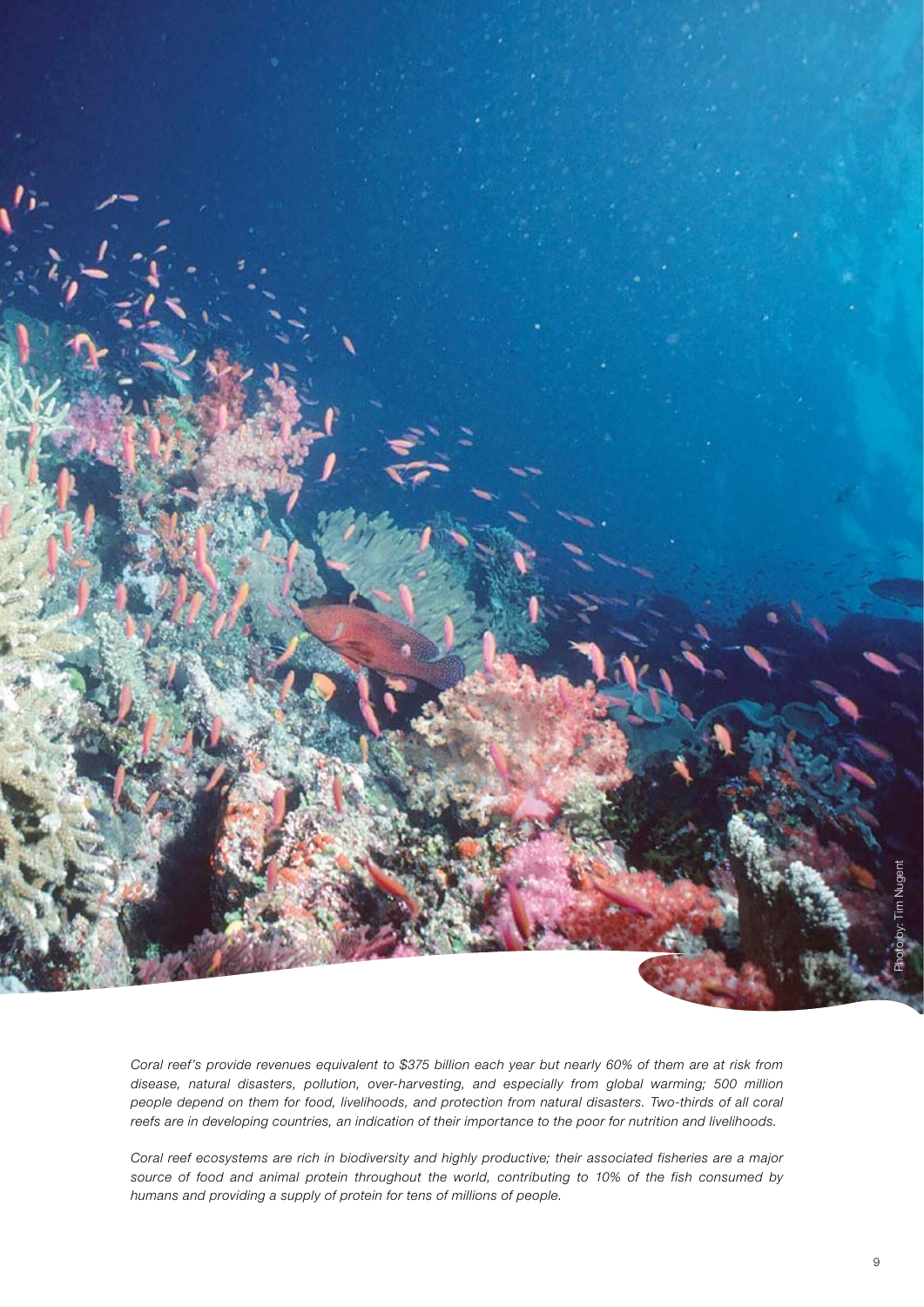Photo by: Tim Nugent

*Coral reef's provide revenues equivalent to $375 billion each year but nearly 60% of them are at risk from disease, natural disasters, pollution, over-harvesting, and especially from global warming; 500 million people depend on them for food, livelihoods, and protection from natural disasters. Two-thirds of all coral reefs are in developing countries, an indication of their importance to the poor for nutrition and livelihoods.*

*Coral reef ecosystems are rich in biodiversity and highly productive; their associated fisheries are a major source of food and animal protein throughout the world, contributing to 10% of the fish consumed by humans and providing a supply of protein for tens of millions of people.*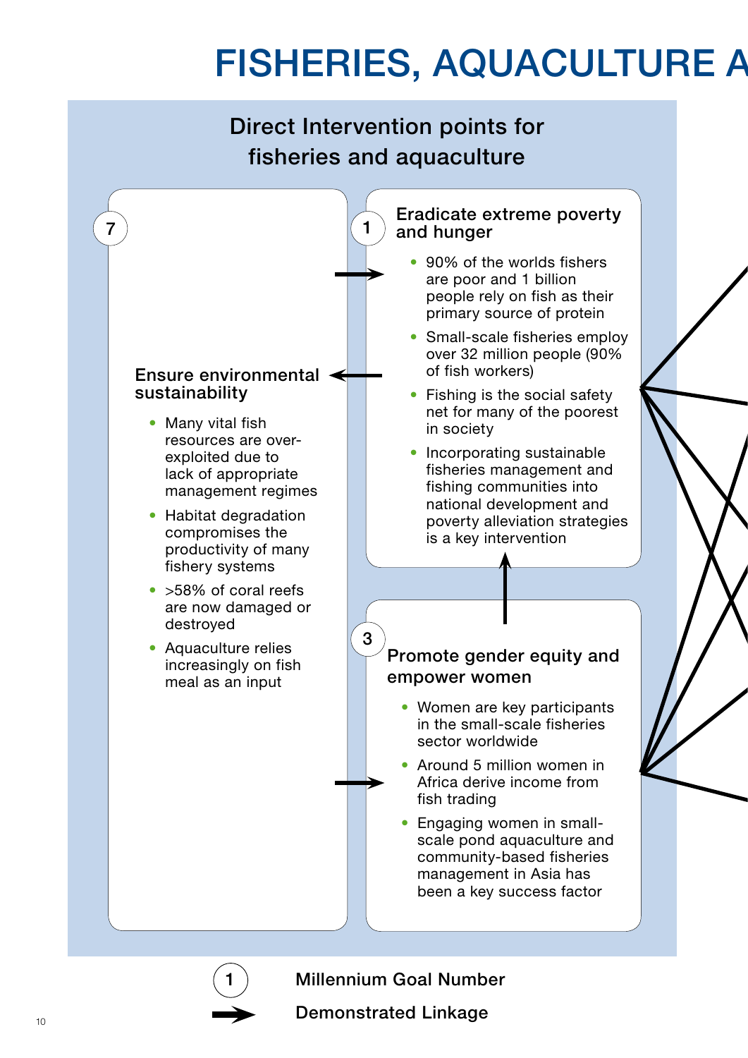# FISHERIES, AQUACULTURE A

## Direct Intervention points for fisheries and aquaculture

### 7 — Ensure environmental sustainability

- Many vital fish resources are over-exploited due to lack of appropriate management regimes
- Habitat degradation compromises the productivity of many fishery systems
- >58% of coral reefs are now damaged or destroyed
- Aquaculture relies increasingly on fish meal as an input

### 1 — Eradicate extreme poverty and hunger

- 90% of the worlds fishers are poor and 1 billion people rely on fish as their primary source of protein
- Small-scale fisheries employ over 32 million people (90% of fish workers)
- Fishing is the social safety net for many of the poorest in society
- Incorporating sustainable fisheries management and fishing communities into national development and poverty alleviation strategies is a key intervention

### 3 — Promote gender equity and empower women

- Women are key participants in the small-scale fisheries sector worldwide
- Around 5 million women in Africa derive income from fish trading
- Engaging women in small-scale pond aquaculture and community-based fisheries management in Asia has been a key success factor

(1) Millennium Goal Number

→ Demonstrated Linkage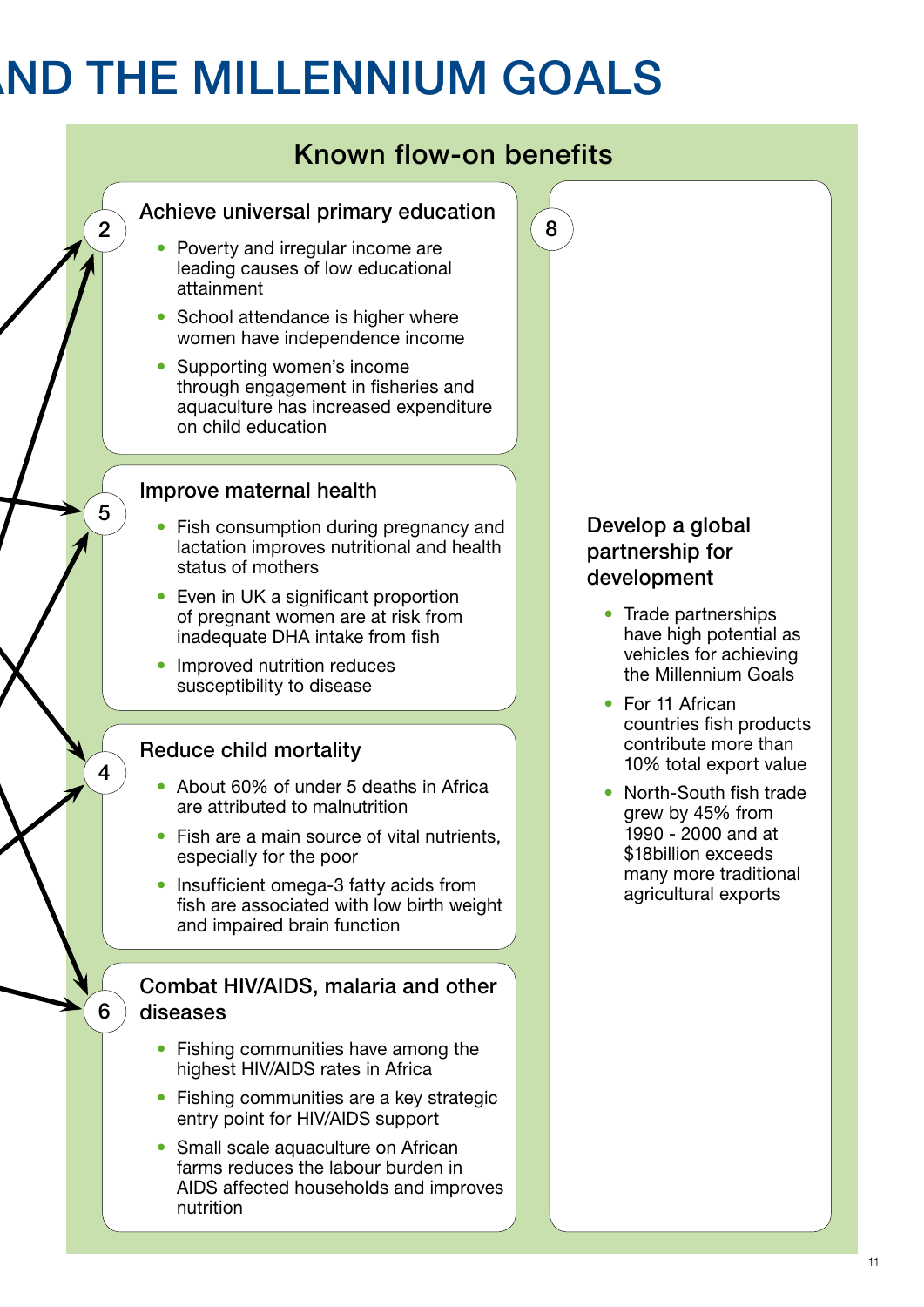# AND THE MILLENNIUM GOALS

## Known flow-on benefits

### 2 Achieve universal primary education

- Poverty and irregular income are leading causes of low educational attainment
- School attendance is higher where women have independence income
- Supporting women's income through engagement in fisheries and aquaculture has increased expenditure on child education

### 5 Improve maternal health

- Fish consumption during pregnancy and lactation improves nutritional and health status of mothers
- Even in UK a significant proportion of pregnant women are at risk from inadequate DHA intake from fish
- Improved nutrition reduces susceptibility to disease

### 4 Reduce child mortality

- About 60% of under 5 deaths in Africa are attributed to malnutrition
- Fish are a main source of vital nutrients, especially for the poor
- Insufficient omega-3 fatty acids from fish are associated with low birth weight and impaired brain function

### 6 Combat HIV/AIDS, malaria and other diseases

- Fishing communities have among the highest HIV/AIDS rates in Africa
- Fishing communities are a key strategic entry point for HIV/AIDS support
- Small scale aquaculture on African farms reduces the labour burden in AIDS affected households and improves nutrition

### 8 Develop a global partnership for development

- Trade partnerships have high potential as vehicles for achieving the Millennium Goals
- For 11 African countries fish products contribute more than 10% total export value
- North-South fish trade grew by 45% from 1990 - 2000 and at $18billion exceeds many more traditional agricultural exports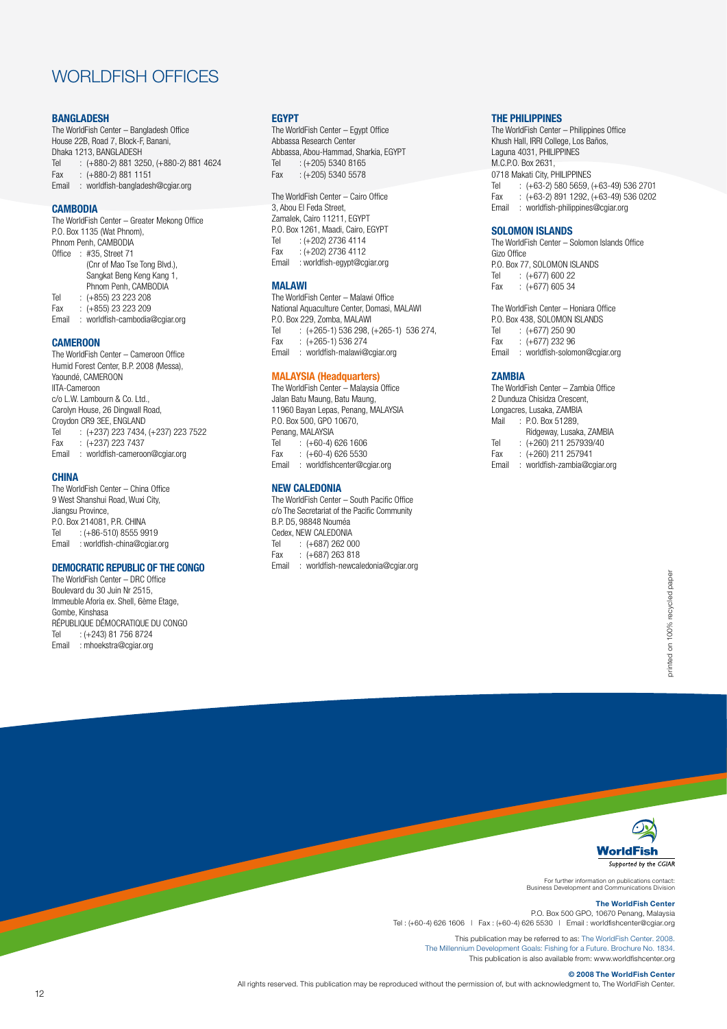# WORLDFISH OFFICES

### BANGLADESH

The WorldFish Center – Bangladesh Office
House 22B, Road 7, Block-F, Banani,
Dhaka 1213, BANGLADESH
Tel : (+880-2) 881 3250, (+880-2) 881 4624
Fax : (+880-2) 881 1151
Email : worldfish-bangladesh@cgiar.org

### CAMBODIA

The WorldFish Center – Greater Mekong Office
P.O. Box 1135 (Wat Phnom),
Phnom Penh, CAMBODIA
Office : #35, Street 71
(Cnr of Mao Tse Tong Blvd.),
Sangkat Beng Keng Kang 1,
Phnom Penh, CAMBODIA
Tel : (+855) 23 223 208
Fax : (+855) 23 223 209
Email : worldfish-cambodia@cgiar.org

### CAMEROON

The WorldFish Center – Cameroon Office
Humid Forest Center, B.P. 2008 (Messa),
Yaoundé, CAMEROON
IITA-Cameroon
c/o L.W. Lambourn & Co. Ltd.,
Carolyn House, 26 Dingwall Road,
Croydon CR9 3EE, ENGLAND
Tel : (+237) 223 7434, (+237) 223 7522
Fax : (+237) 223 7437
Email : worldfish-cameroon@cgiar.org

### CHINA

The WorldFish Center – China Office
9 West Shanshui Road, Wuxi City,
Jiangsu Province,
P.O. Box 214081, P.R. CHINA
Tel : (+86-510) 8555 9919
Email : worldfish-china@cgiar.org

### DEMOCRATIC REPUBLIC OF THE CONGO

The WorldFish Center – DRC Office
Boulevard du 30 Juin Nr 2515,
Immeuble Aforia ex. Shell, 6ème Etage,
Gombe, Kinshasa
RÉPUBLIQUE DÉMOCRATIQUE DU CONGO
Tel : (+243) 81 756 8724
Email : mhoekstra@cgiar.org

### EGYPT

The WorldFish Center – Egypt Office
Abbassa Research Center
Abbassa, Abou-Hammad, Sharkia, EGYPT
Tel : (+205) 5340 8165
Fax : (+205) 5340 5578

The WorldFish Center – Cairo Office
3, Abou El Feda Street,
Zamalek, Cairo 11211, EGYPT
P.O. Box 1261, Maadi, Cairo, EGYPT
Tel : (+202) 2736 4114
Fax : (+202) 2736 4112
Email : worldfish-egypt@cgiar.org

### MALAWI

The WorldFish Center – Malawi Office
National Aquaculture Center, Domasi, MALAWI
P.O. Box 229, Zomba, MALAWI
Tel : (+265-1) 536 298, (+265-1) 536 274,
Fax : (+265-1) 536 274
Email : worldfish-malawi@cgiar.org

### MALAYSIA (Headquarters)

The WorldFish Center – Malaysia Office
Jalan Batu Maung, Batu Maung,
11960 Bayan Lepas, Penang, MALAYSIA
P.O. Box 500, GPO 10670,
Penang, MALAYSIA
Tel : (+60-4) 626 1606
Fax : (+60-4) 626 5530
Email : worldfishcenter@cgiar.org

### NEW CALEDONIA

The WorldFish Center – South Pacific Office
c/o The Secretariat of the Pacific Community
B.P. D5, 98848 Nouméa
Cedex, NEW CALEDONIA
Tel : (+687) 262 000
Fax : (+687) 263 818
Email : worldfish-newcaledonia@cgiar.org

### THE PHILIPPINES

The WorldFish Center – Philippines Office
Khush Hall, IRRI College, Los Baños,
Laguna 4031, PHILIPPINES
M.C.P.O. Box 2631,
0718 Makati City, PHILIPPINES
Tel : (+63-2) 580 5659, (+63-49) 536 2701
Fax : (+63-2) 891 1292, (+63-49) 536 0202
Email : worldfish-philippines@cgiar.org

### SOLOMON ISLANDS

The WorldFish Center – Solomon Islands Office
Gizo Office
P.O. Box 77, SOLOMON ISLANDS
Tel : (+677) 600 22
Fax : (+677) 605 34

The WorldFish Center – Honiara Office
P.O. Box 438, SOLOMON ISLANDS
Tel : (+677) 250 90
Fax : (+677) 232 96
Email : worldfish-solomon@cgiar.org

### ZAMBIA

The WorldFish Center – Zambia Office
2 Dunduza Chisidza Crescent,
Longacres, Lusaka, ZAMBIA
Mail : P.O. Box 51289,
Ridgeway, Lusaka, ZAMBIA
Tel : (+260) 211 257939/40
Fax : (+260) 211 257941
Email : worldfish-zambia@cgiar.org

printed on 100% recycled paper

WorldFish
*Supported by the CGIAR*

For further information on publications contact:
Business Development and Communications Division

**The WorldFish Center**
P.O. Box 500 GPO, 10670 Penang, Malaysia
Tel : (+60-4) 626 1606 | Fax : (+60-4) 626 5530 | Email : worldfishcenter@cgiar.org

This publication may be referred to as: The WorldFish Center. 2008. The Millennium Development Goals: Fishing for a Future. Brochure No. 1834.
This publication is also available from: www.worldfishcenter.org

**© 2008 The WorldFish Center**
All rights reserved. This publication may be reproduced without the permission of, but with acknowledgment to, The WorldFish Center.